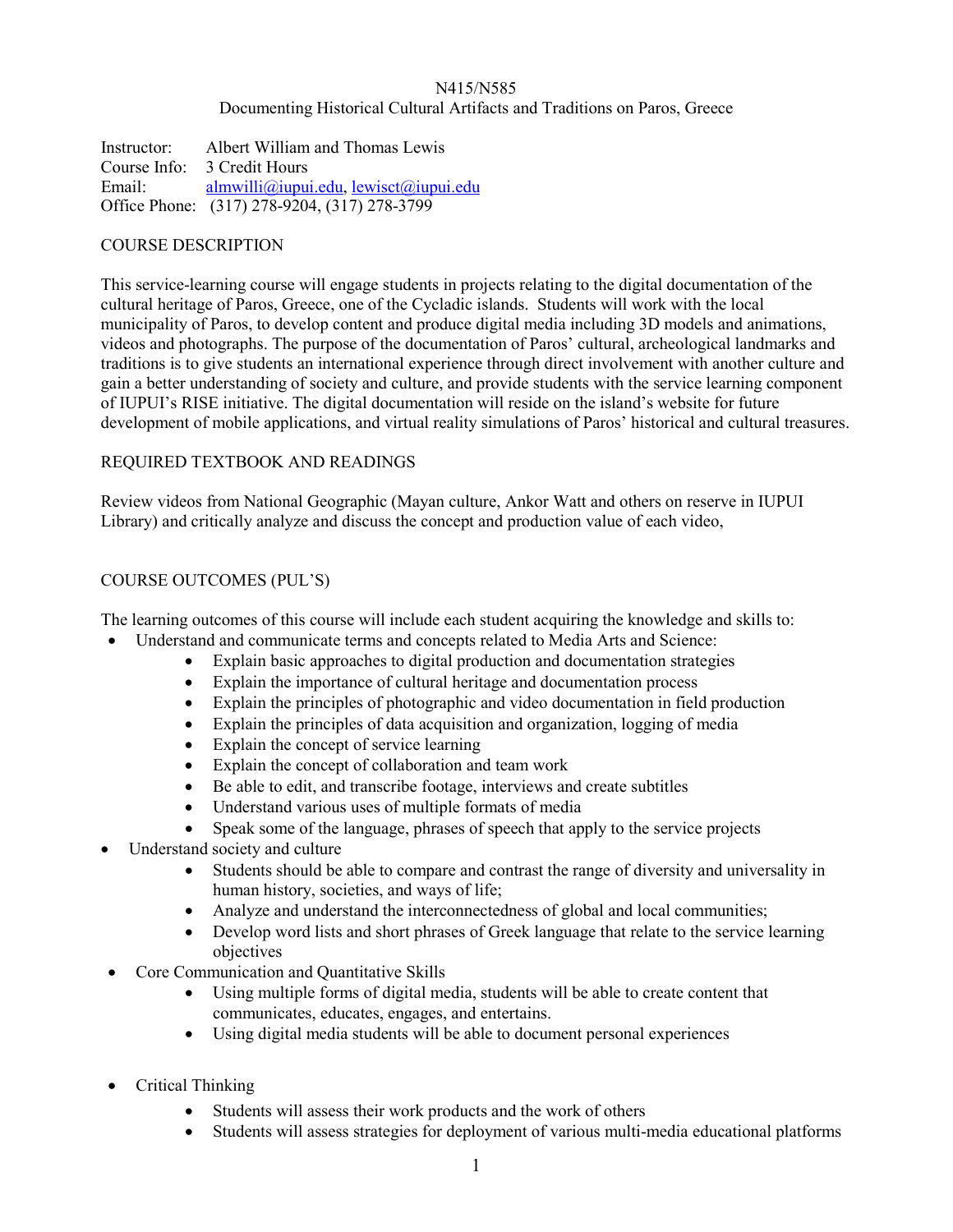# N415/N585

## Documenting Historical Cultural Artifacts and Traditions on Paros, Greece

Instructor: Albert William and Thomas Lewis
Course Info: 3 Credit Hours
Email: almwilli@iupui.edu, lewisct@iupui.edu
Office Phone: (317) 278-9204, (317) 278-3799

## COURSE DESCRIPTION

This service-learning course will engage students in projects relating to the digital documentation of the cultural heritage of Paros, Greece, one of the Cycladic islands. Students will work with the local municipality of Paros, to develop content and produce digital media including 3D models and animations, videos and photographs. The purpose of the documentation of Paros' cultural, archeological landmarks and traditions is to give students an international experience through direct involvement with another culture and gain a better understanding of society and culture, and provide students with the service learning component of IUPUI's RISE initiative. The digital documentation will reside on the island's website for future development of mobile applications, and virtual reality simulations of Paros' historical and cultural treasures.

## REQUIRED TEXTBOOK AND READINGS

Review videos from National Geographic (Mayan culture, Ankor Watt and others on reserve in IUPUI Library) and critically analyze and discuss the concept and production value of each video,

## COURSE OUTCOMES (PUL'S)

The learning outcomes of this course will include each student acquiring the knowledge and skills to:

- Understand and communicate terms and concepts related to Media Arts and Science:
  - Explain basic approaches to digital production and documentation strategies
  - Explain the importance of cultural heritage and documentation process
  - Explain the principles of photographic and video documentation in field production
  - Explain the principles of data acquisition and organization, logging of media
  - Explain the concept of service learning
  - Explain the concept of collaboration and team work
  - Be able to edit, and transcribe footage, interviews and create subtitles
  - Understand various uses of multiple formats of media
  - Speak some of the language, phrases of speech that apply to the service projects
- Understand society and culture
  - Students should be able to compare and contrast the range of diversity and universality in human history, societies, and ways of life;
  - Analyze and understand the interconnectedness of global and local communities;
  - Develop word lists and short phrases of Greek language that relate to the service learning objectives
- Core Communication and Quantitative Skills
  - Using multiple forms of digital media, students will be able to create content that communicates, educates, engages, and entertains.
  - Using digital media students will be able to document personal experiences
- Critical Thinking
  - Students will assess their work products and the work of others
  - Students will assess strategies for deployment of various multi-media educational platforms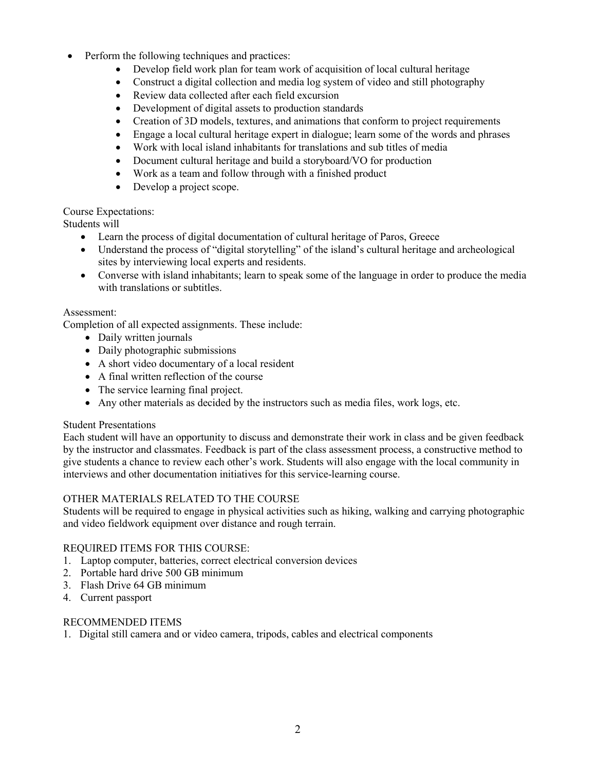- Perform the following techniques and practices:
  - Develop field work plan for team work of acquisition of local cultural heritage
  - Construct a digital collection and media log system of video and still photography
  - Review data collected after each field excursion
  - Development of digital assets to production standards
  - Creation of 3D models, textures, and animations that conform to project requirements
  - Engage a local cultural heritage expert in dialogue; learn some of the words and phrases
  - Work with local island inhabitants for translations and sub titles of media
  - Document cultural heritage and build a storyboard/VO for production
  - Work as a team and follow through with a finished product
  - Develop a project scope.

Course Expectations:
Students will

- Learn the process of digital documentation of cultural heritage of Paros, Greece
- Understand the process of "digital storytelling" of the island's cultural heritage and archeological sites by interviewing local experts and residents.
- Converse with island inhabitants; learn to speak some of the language in order to produce the media with translations or subtitles.

Assessment:
Completion of all expected assignments. These include:

- Daily written journals
- Daily photographic submissions
- A short video documentary of a local resident
- A final written reflection of the course
- The service learning final project.
- Any other materials as decided by the instructors such as media files, work logs, etc.

Student Presentations
Each student will have an opportunity to discuss and demonstrate their work in class and be given feedback by the instructor and classmates. Feedback is part of the class assessment process, a constructive method to give students a chance to review each other's work. Students will also engage with the local community in interviews and other documentation initiatives for this service-learning course.

OTHER MATERIALS RELATED TO THE COURSE
Students will be required to engage in physical activities such as hiking, walking and carrying photographic and video fieldwork equipment over distance and rough terrain.

REQUIRED ITEMS FOR THIS COURSE:

1. Laptop computer, batteries, correct electrical conversion devices
2. Portable hard drive 500 GB minimum
3. Flash Drive 64 GB minimum
4. Current passport

RECOMMENDED ITEMS

1. Digital still camera and or video camera, tripods, cables and electrical components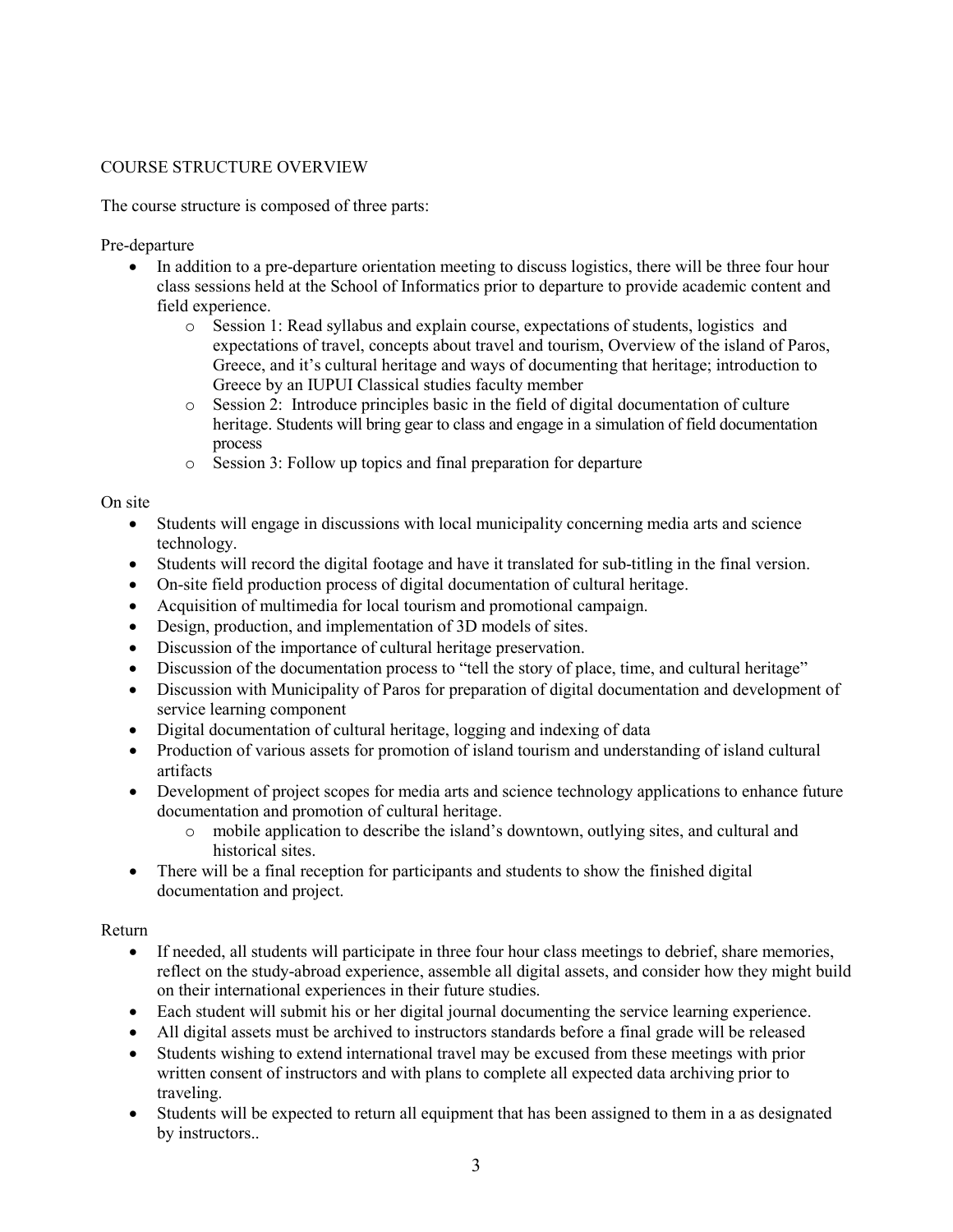## COURSE STRUCTURE OVERVIEW

The course structure is composed of three parts:

Pre-departure

- In addition to a pre-departure orientation meeting to discuss logistics, there will be three four hour class sessions held at the School of Informatics prior to departure to provide academic content and field experience.
  - Session 1: Read syllabus and explain course, expectations of students, logistics and expectations of travel, concepts about travel and tourism, Overview of the island of Paros, Greece, and it's cultural heritage and ways of documenting that heritage; introduction to Greece by an IUPUI Classical studies faculty member
  - Session 2: Introduce principles basic in the field of digital documentation of culture heritage. Students will bring gear to class and engage in a simulation of field documentation process
  - Session 3: Follow up topics and final preparation for departure

On site

- Students will engage in discussions with local municipality concerning media arts and science technology.
- Students will record the digital footage and have it translated for sub-titling in the final version.
- On-site field production process of digital documentation of cultural heritage.
- Acquisition of multimedia for local tourism and promotional campaign.
- Design, production, and implementation of 3D models of sites.
- Discussion of the importance of cultural heritage preservation.
- Discussion of the documentation process to "tell the story of place, time, and cultural heritage"
- Discussion with Municipality of Paros for preparation of digital documentation and development of service learning component
- Digital documentation of cultural heritage, logging and indexing of data
- Production of various assets for promotion of island tourism and understanding of island cultural artifacts
- Development of project scopes for media arts and science technology applications to enhance future documentation and promotion of cultural heritage.
  - mobile application to describe the island's downtown, outlying sites, and cultural and historical sites.
- There will be a final reception for participants and students to show the finished digital documentation and project.

Return

- If needed, all students will participate in three four hour class meetings to debrief, share memories, reflect on the study-abroad experience, assemble all digital assets, and consider how they might build on their international experiences in their future studies.
- Each student will submit his or her digital journal documenting the service learning experience.
- All digital assets must be archived to instructors standards before a final grade will be released
- Students wishing to extend international travel may be excused from these meetings with prior written consent of instructors and with plans to complete all expected data archiving prior to traveling.
- Students will be expected to return all equipment that has been assigned to them in a as designated by instructors..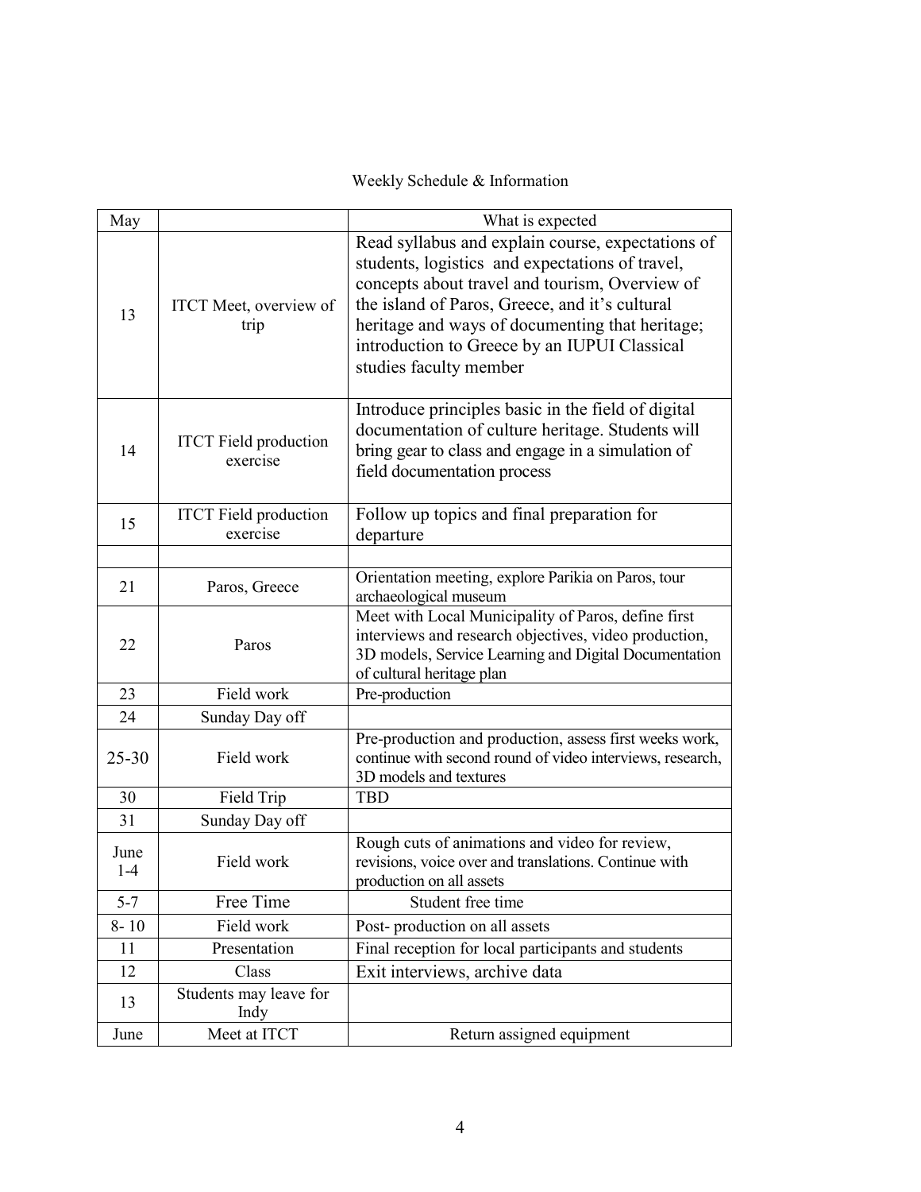Weekly Schedule & Information

| May | | What is expected |
| --- | --- | --- |
| 13 | ITCT Meet, overview of trip | Read syllabus and explain course, expectations of students, logistics and expectations of travel, concepts about travel and tourism, Overview of the island of Paros, Greece, and it's cultural heritage and ways of documenting that heritage; introduction to Greece by an IUPUI Classical studies faculty member |
| 14 | ITCT Field production exercise | Introduce principles basic in the field of digital documentation of culture heritage. Students will bring gear to class and engage in a simulation of field documentation process |
| 15 | ITCT Field production exercise | Follow up topics and final preparation for departure |
| | | |
| 21 | Paros, Greece | Orientation meeting, explore Parikia on Paros, tour archaeological museum |
| 22 | Paros | Meet with Local Municipality of Paros, define first interviews and research objectives, video production, 3D models, Service Learning and Digital Documentation of cultural heritage plan |
| 23 | Field work | Pre-production |
| 24 | Sunday Day off | |
| 25-30 | Field work | Pre-production and production, assess first weeks work, continue with second round of video interviews, research, 3D models and textures |
| 30 | Field Trip | TBD |
| 31 | Sunday Day off | |
| June 1-4 | Field work | Rough cuts of animations and video for review, revisions, voice over and translations. Continue with production on all assets |
| 5-7 | Free Time | Student free time |
| 8- 10 | Field work | Post- production on all assets |
| 11 | Presentation | Final reception for local participants and students |
| 12 | Class | Exit interviews, archive data |
| 13 | Students may leave for Indy | |
| June | Meet at ITCT | Return assigned equipment |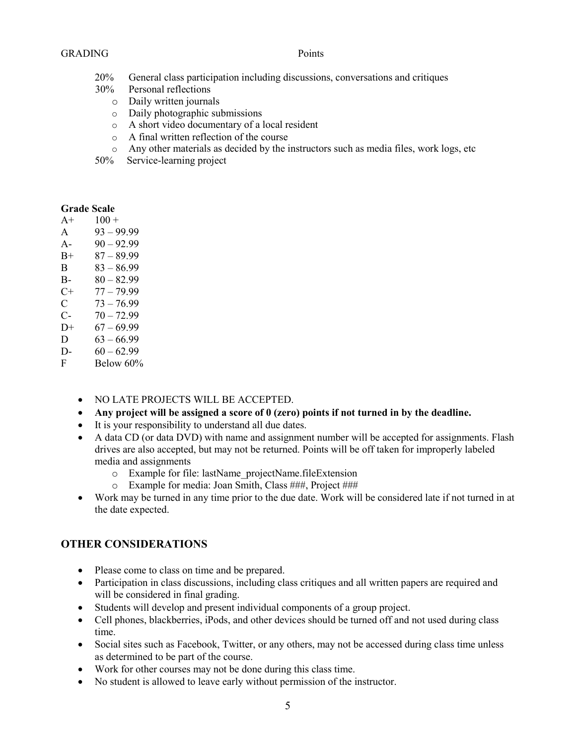GRADING Points

- 20% General class participation including discussions, conversations and critiques
- 30% Personal reflections
  - Daily written journals
  - Daily photographic submissions
  - A short video documentary of a local resident
  - A final written reflection of the course
  - Any other materials as decided by the instructors such as media files, work logs, etc
- 50% Service-learning project

**Grade Scale**

| | |
|---|---|
| A+ | 100 + |
| A | 93 – 99.99 |
| A- | 90 – 92.99 |
| B+ | 87 – 89.99 |
| B | 83 – 86.99 |
| B- | 80 – 82.99 |
| C+ | 77 – 79.99 |
| C | 73 – 76.99 |
| C- | 70 – 72.99 |
| D+ | 67 – 69.99 |
| D | 63 – 66.99 |
| D- | 60 – 62.99 |
| F | Below 60% |

- NO LATE PROJECTS WILL BE ACCEPTED.
- **Any project will be assigned a score of 0 (zero) points if not turned in by the deadline.**
- It is your responsibility to understand all due dates.
- A data CD (or data DVD) with name and assignment number will be accepted for assignments. Flash drives are also accepted, but may not be returned. Points will be off taken for improperly labeled media and assignments
  - Example for file: lastName_projectName.fileExtension
  - Example for media: Joan Smith, Class ###, Project ###
- Work may be turned in any time prior to the due date. Work will be considered late if not turned in at the date expected.

## OTHER CONSIDERATIONS

- Please come to class on time and be prepared.
- Participation in class discussions, including class critiques and all written papers are required and will be considered in final grading.
- Students will develop and present individual components of a group project.
- Cell phones, blackberries, iPods, and other devices should be turned off and not used during class time.
- Social sites such as Facebook, Twitter, or any others, may not be accessed during class time unless as determined to be part of the course.
- Work for other courses may not be done during this class time.
- No student is allowed to leave early without permission of the instructor.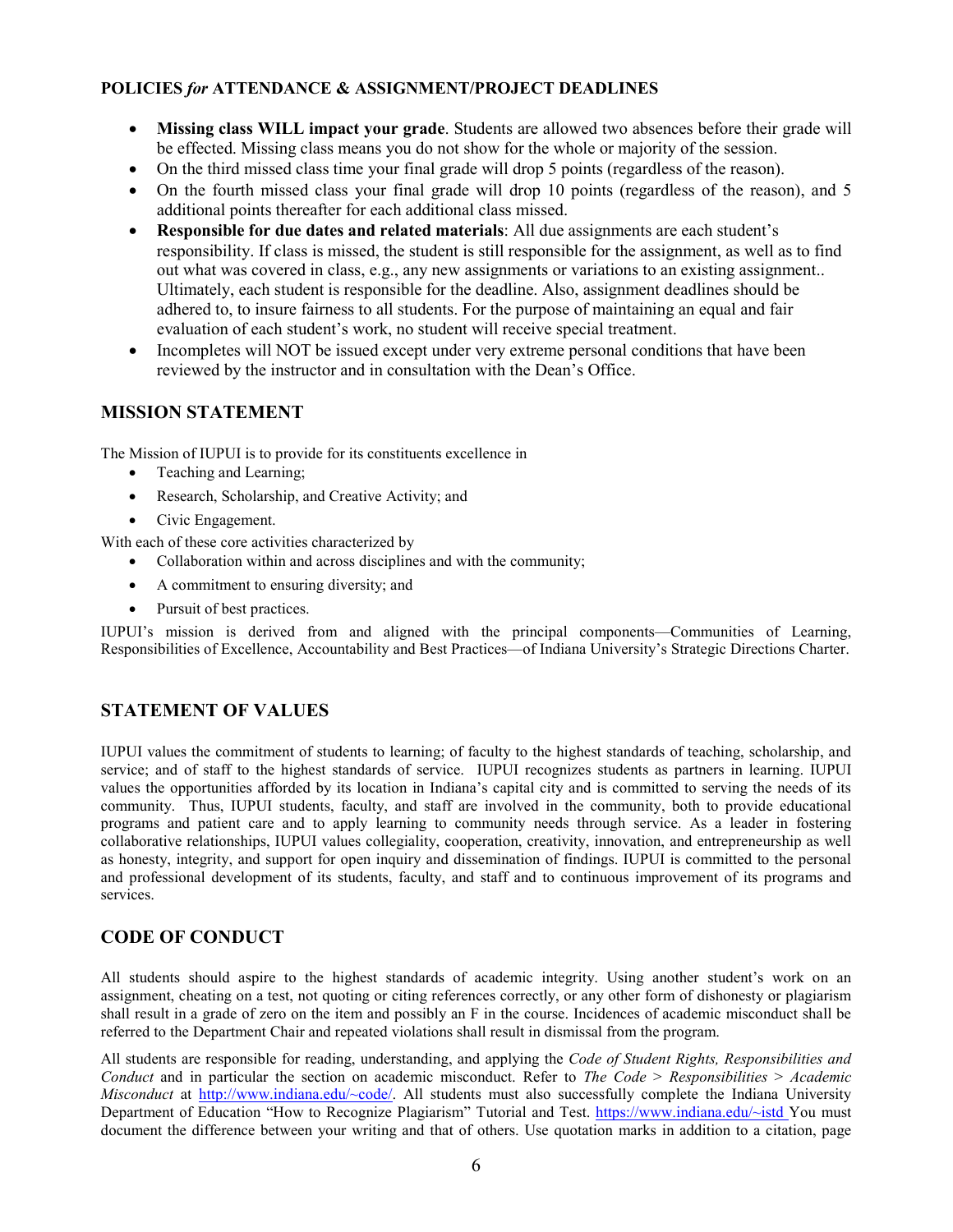**POLICIES *for* ATTENDANCE & ASSIGNMENT/PROJECT DEADLINES**

- **Missing class WILL impact your grade**. Students are allowed two absences before their grade will be effected. Missing class means you do not show for the whole or majority of the session.
- On the third missed class time your final grade will drop 5 points (regardless of the reason).
- On the fourth missed class your final grade will drop 10 points (regardless of the reason), and 5 additional points thereafter for each additional class missed.
- **Responsible for due dates and related materials**: All due assignments are each student's responsibility. If class is missed, the student is still responsible for the assignment, as well as to find out what was covered in class, e.g., any new assignments or variations to an existing assignment.. Ultimately, each student is responsible for the deadline. Also, assignment deadlines should be adhered to, to insure fairness to all students. For the purpose of maintaining an equal and fair evaluation of each student's work, no student will receive special treatment.
- Incompletes will NOT be issued except under very extreme personal conditions that have been reviewed by the instructor and in consultation with the Dean's Office.

## MISSION STATEMENT

The Mission of IUPUI is to provide for its constituents excellence in

- Teaching and Learning;
- Research, Scholarship, and Creative Activity; and
- Civic Engagement.

With each of these core activities characterized by

- Collaboration within and across disciplines and with the community;
- A commitment to ensuring diversity; and
- Pursuit of best practices.

IUPUI's mission is derived from and aligned with the principal components—Communities of Learning, Responsibilities of Excellence, Accountability and Best Practices—of Indiana University's Strategic Directions Charter.

## STATEMENT OF VALUES

IUPUI values the commitment of students to learning; of faculty to the highest standards of teaching, scholarship, and service; and of staff to the highest standards of service. IUPUI recognizes students as partners in learning. IUPUI values the opportunities afforded by its location in Indiana's capital city and is committed to serving the needs of its community. Thus, IUPUI students, faculty, and staff are involved in the community, both to provide educational programs and patient care and to apply learning to community needs through service. As a leader in fostering collaborative relationships, IUPUI values collegiality, cooperation, creativity, innovation, and entrepreneurship as well as honesty, integrity, and support for open inquiry and dissemination of findings. IUPUI is committed to the personal and professional development of its students, faculty, and staff and to continuous improvement of its programs and services.

## CODE OF CONDUCT

All students should aspire to the highest standards of academic integrity. Using another student's work on an assignment, cheating on a test, not quoting or citing references correctly, or any other form of dishonesty or plagiarism shall result in a grade of zero on the item and possibly an F in the course. Incidences of academic misconduct shall be referred to the Department Chair and repeated violations shall result in dismissal from the program.

All students are responsible for reading, understanding, and applying the *Code of Student Rights, Responsibilities and Conduct* and in particular the section on academic misconduct. Refer to *The Code > Responsibilities > Academic Misconduct* at http://www.indiana.edu/~code/. All students must also successfully complete the Indiana University Department of Education "How to Recognize Plagiarism" Tutorial and Test. https://www.indiana.edu/~istd You must document the difference between your writing and that of others. Use quotation marks in addition to a citation, page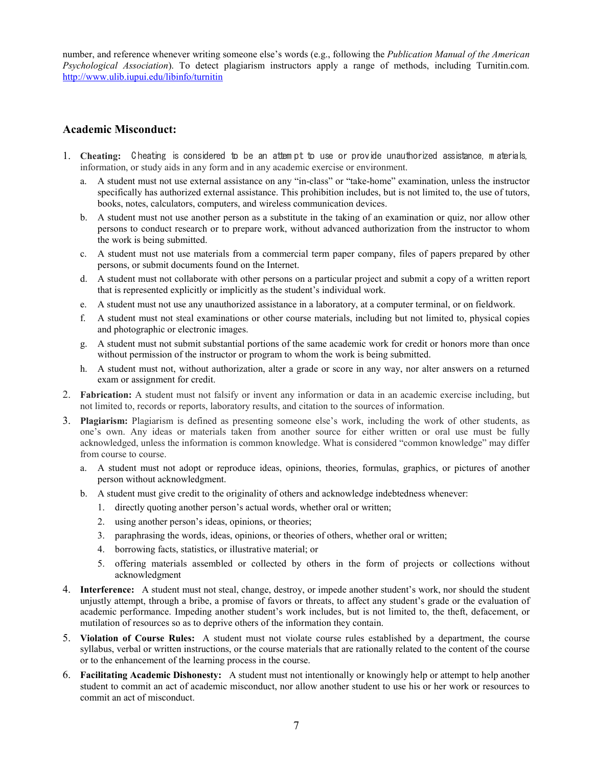number, and reference whenever writing someone else's words (e.g., following the *Publication Manual of the American Psychological Association*). To detect plagiarism instructors apply a range of methods, including Turnitin.com. http://www.ulib.iupui.edu/libinfo/turnitin

## Academic Misconduct:

1. **Cheating:** Cheating is considered to be an attempt to use or provide unauthorized assistance, materials, information, or study aids in any form and in any academic exercise or environment.
   a. A student must not use external assistance on any "in-class" or "take-home" examination, unless the instructor specifically has authorized external assistance. This prohibition includes, but is not limited to, the use of tutors, books, notes, calculators, computers, and wireless communication devices.
   b. A student must not use another person as a substitute in the taking of an examination or quiz, nor allow other persons to conduct research or to prepare work, without advanced authorization from the instructor to whom the work is being submitted.
   c. A student must not use materials from a commercial term paper company, files of papers prepared by other persons, or submit documents found on the Internet.
   d. A student must not collaborate with other persons on a particular project and submit a copy of a written report that is represented explicitly or implicitly as the student's individual work.
   e. A student must not use any unauthorized assistance in a laboratory, at a computer terminal, or on fieldwork.
   f. A student must not steal examinations or other course materials, including but not limited to, physical copies and photographic or electronic images.
   g. A student must not submit substantial portions of the same academic work for credit or honors more than once without permission of the instructor or program to whom the work is being submitted.
   h. A student must not, without authorization, alter a grade or score in any way, nor alter answers on a returned exam or assignment for credit.
2. **Fabrication:** A student must not falsify or invent any information or data in an academic exercise including, but not limited to, records or reports, laboratory results, and citation to the sources of information.
3. **Plagiarism:** Plagiarism is defined as presenting someone else's work, including the work of other students, as one's own. Any ideas or materials taken from another source for either written or oral use must be fully acknowledged, unless the information is common knowledge. What is considered "common knowledge" may differ from course to course.
   a. A student must not adopt or reproduce ideas, opinions, theories, formulas, graphics, or pictures of another person without acknowledgment.
   b. A student must give credit to the originality of others and acknowledge indebtedness whenever:
      1. directly quoting another person's actual words, whether oral or written;
      2. using another person's ideas, opinions, or theories;
      3. paraphrasing the words, ideas, opinions, or theories of others, whether oral or written;
      4. borrowing facts, statistics, or illustrative material; or
      5. offering materials assembled or collected by others in the form of projects or collections without acknowledgment
4. **Interference:** A student must not steal, change, destroy, or impede another student's work, nor should the student unjustly attempt, through a bribe, a promise of favors or threats, to affect any student's grade or the evaluation of academic performance. Impeding another student's work includes, but is not limited to, the theft, defacement, or mutilation of resources so as to deprive others of the information they contain.
5. **Violation of Course Rules:** A student must not violate course rules established by a department, the course syllabus, verbal or written instructions, or the course materials that are rationally related to the content of the course or to the enhancement of the learning process in the course.
6. **Facilitating Academic Dishonesty:** A student must not intentionally or knowingly help or attempt to help another student to commit an act of academic misconduct, nor allow another student to use his or her work or resources to commit an act of misconduct.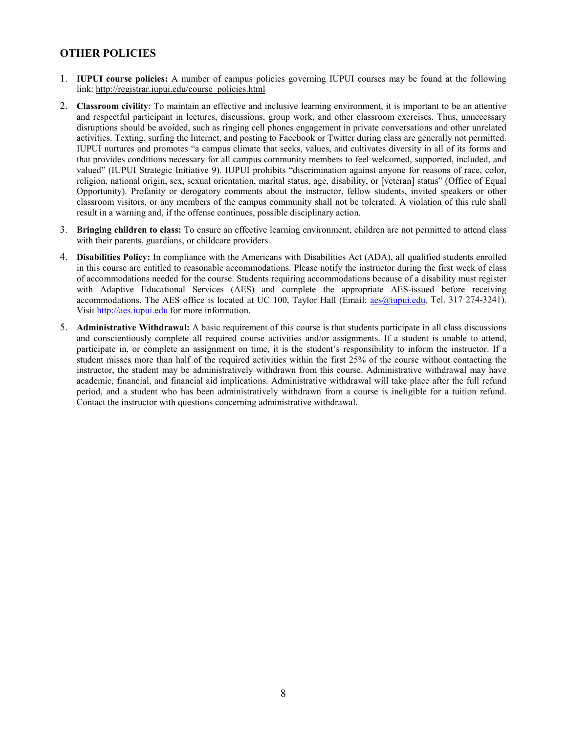## OTHER POLICIES

1. **IUPUI course policies:** A number of campus policies governing IUPUI courses may be found at the following link: http://registrar.iupui.edu/course_policies.html

2. **Classroom civility**: To maintain an effective and inclusive learning environment, it is important to be an attentive and respectful participant in lectures, discussions, group work, and other classroom exercises. Thus, unnecessary disruptions should be avoided, such as ringing cell phones engagement in private conversations and other unrelated activities. Texting, surfing the Internet, and posting to Facebook or Twitter during class are generally not permitted. IUPUI nurtures and promotes "a campus climate that seeks, values, and cultivates diversity in all of its forms and that provides conditions necessary for all campus community members to feel welcomed, supported, included, and valued" (IUPUI Strategic Initiative 9). IUPUI prohibits "discrimination against anyone for reasons of race, color, religion, national origin, sex, sexual orientation, marital status, age, disability, or [veteran] status" (Office of Equal Opportunity). Profanity or derogatory comments about the instructor, fellow students, invited speakers or other classroom visitors, or any members of the campus community shall not be tolerated. A violation of this rule shall result in a warning and, if the offense continues, possible disciplinary action.

3. **Bringing children to class:** To ensure an effective learning environment, children are not permitted to attend class with their parents, guardians, or childcare providers.

4. **Disabilities Policy:** In compliance with the Americans with Disabilities Act (ADA), all qualified students enrolled in this course are entitled to reasonable accommodations. Please notify the instructor during the first week of class of accommodations needed for the course. Students requiring accommodations because of a disability must register with Adaptive Educational Services (AES) and complete the appropriate AES-issued before receiving accommodations. The AES office is located at UC 100, Taylor Hall (Email: aes@iupui.edu, Tel. 317 274-3241). Visit http://aes.iupui.edu for more information.

5. **Administrative Withdrawal:** A basic requirement of this course is that students participate in all class discussions and conscientiously complete all required course activities and/or assignments. If a student is unable to attend, participate in, or complete an assignment on time, it is the student's responsibility to inform the instructor. If a student misses more than half of the required activities within the first 25% of the course without contacting the instructor, the student may be administratively withdrawn from this course. Administrative withdrawal may have academic, financial, and financial aid implications. Administrative withdrawal will take place after the full refund period, and a student who has been administratively withdrawn from a course is ineligible for a tuition refund. Contact the instructor with questions concerning administrative withdrawal.